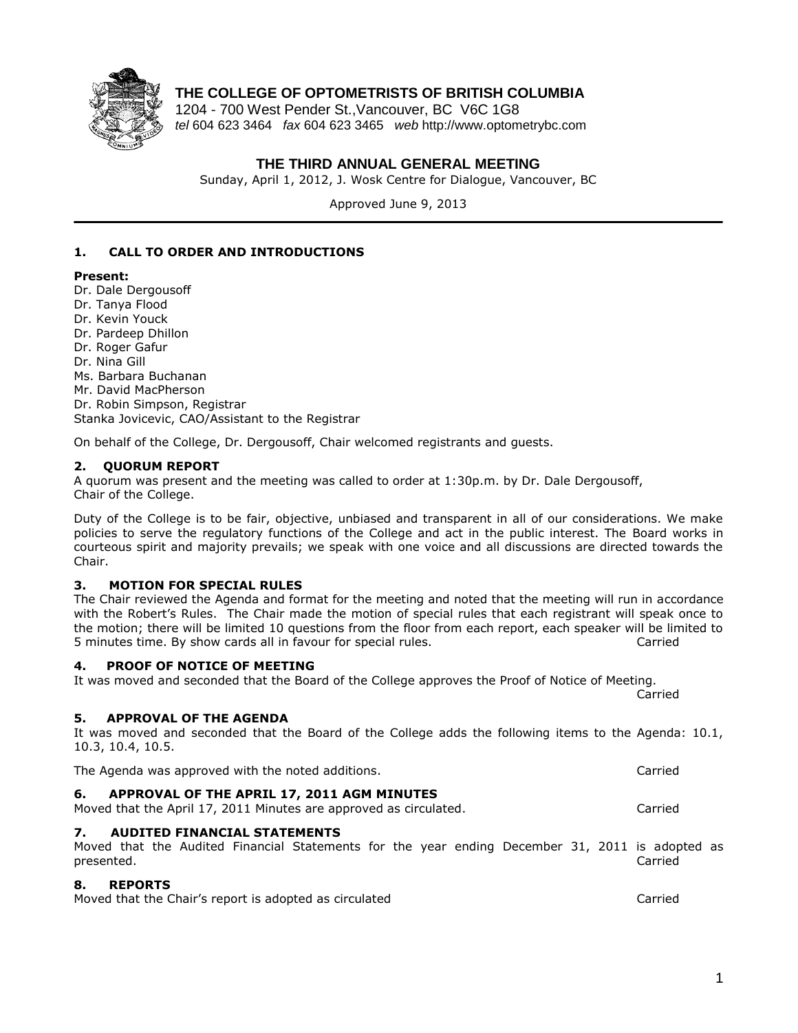# THE COLLEGE OF OPTOMETRISTS OF BRITISH COLUMBIA

1204 - 700 West Pender St.,Vancouver, BC V6C 1G8
*tel* 604 623 3464 *fax* 604 623 3465 *web* http://www.optometrybc.com

## THE THIRD ANNUAL GENERAL MEETING

Sunday, April 1, 2012, J. Wosk Centre for Dialogue, Vancouver, BC

Approved June 9, 2013

### 1. CALL TO ORDER AND INTRODUCTIONS

**Present:**
Dr. Dale Dergousoff
Dr. Tanya Flood
Dr. Kevin Youck
Dr. Pardeep Dhillon
Dr. Roger Gafur
Dr. Nina Gill
Ms. Barbara Buchanan
Mr. David MacPherson
Dr. Robin Simpson, Registrar
Stanka Jovicevic, CAO/Assistant to the Registrar

On behalf of the College, Dr. Dergousoff, Chair welcomed registrants and guests.

### 2. QUORUM REPORT

A quorum was present and the meeting was called to order at 1:30p.m. by Dr. Dale Dergousoff, Chair of the College.

Duty of the College is to be fair, objective, unbiased and transparent in all of our considerations. We make policies to serve the regulatory functions of the College and act in the public interest. The Board works in courteous spirit and majority prevails; we speak with one voice and all discussions are directed towards the Chair.

### 3. MOTION FOR SPECIAL RULES

The Chair reviewed the Agenda and format for the meeting and noted that the meeting will run in accordance with the Robert's Rules. The Chair made the motion of special rules that each registrant will speak once to the motion; there will be limited 10 questions from the floor from each report, each speaker will be limited to 5 minutes time. By show cards all in favour for special rules. Carried

### 4. PROOF OF NOTICE OF MEETING

It was moved and seconded that the Board of the College approves the Proof of Notice of Meeting.
Carried

### 5. APPROVAL OF THE AGENDA

It was moved and seconded that the Board of the College adds the following items to the Agenda: 10.1, 10.3, 10.4, 10.5.

The Agenda was approved with the noted additions. Carried

### 6. APPROVAL OF THE APRIL 17, 2011 AGM MINUTES

Moved that the April 17, 2011 Minutes are approved as circulated. Carried

### 7. AUDITED FINANCIAL STATEMENTS

Moved that the Audited Financial Statements for the year ending December 31, 2011 is adopted as presented. Carried

### 8. REPORTS

Moved that the Chair's report is adopted as circulated Carried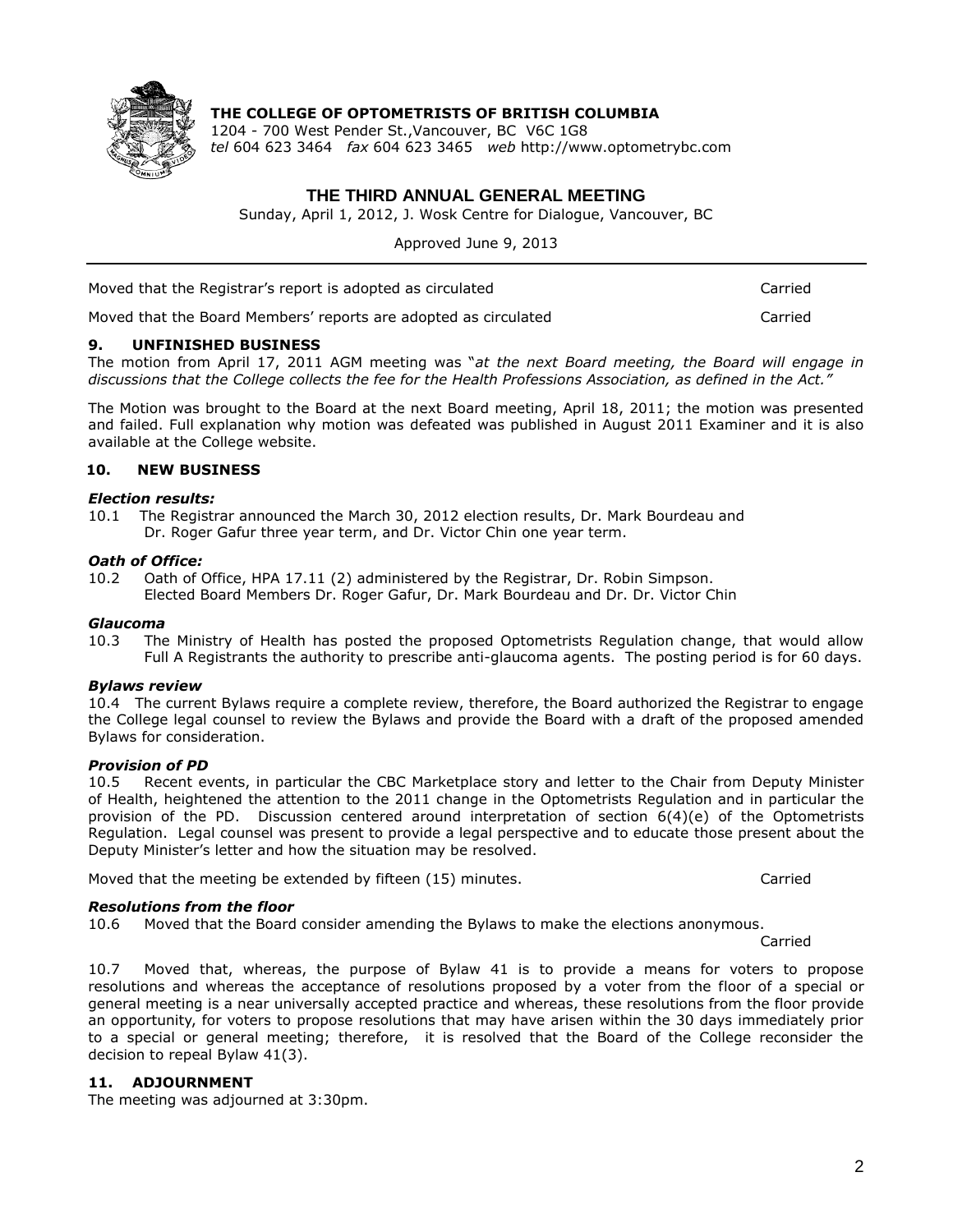**THE COLLEGE OF OPTOMETRISTS OF BRITISH COLUMBIA**
1204 - 700 West Pender St.,Vancouver, BC V6C 1G8
*tel* 604 623 3464 *fax* 604 623 3465 *web* http://www.optometrybc.com

## THE THIRD ANNUAL GENERAL MEETING

Sunday, April 1, 2012, J. Wosk Centre for Dialogue, Vancouver, BC

Approved June 9, 2013

---

Moved that the Registrar's report is adopted as circulated — Carried

Moved that the Board Members' reports are adopted as circulated — Carried

### 9. UNFINISHED BUSINESS

The motion from April 17, 2011 AGM meeting was "*at the next Board meeting, the Board will engage in discussions that the College collects the fee for the Health Professions Association, as defined in the Act.*"

The Motion was brought to the Board at the next Board meeting, April 18, 2011; the motion was presented and failed. Full explanation why motion was defeated was published in August 2011 Examiner and it is also available at the College website.

### 10. NEW BUSINESS

***Election results:***

10.1 The Registrar announced the March 30, 2012 election results, Dr. Mark Bourdeau and Dr. Roger Gafur three year term, and Dr. Victor Chin one year term.

***Oath of Office:***

10.2 Oath of Office, HPA 17.11 (2) administered by the Registrar, Dr. Robin Simpson. Elected Board Members Dr. Roger Gafur, Dr. Mark Bourdeau and Dr. Dr. Victor Chin

***Glaucoma***

10.3 The Ministry of Health has posted the proposed Optometrists Regulation change, that would allow Full A Registrants the authority to prescribe anti-glaucoma agents. The posting period is for 60 days.

***Bylaws review***

10.4 The current Bylaws require a complete review, therefore, the Board authorized the Registrar to engage the College legal counsel to review the Bylaws and provide the Board with a draft of the proposed amended Bylaws for consideration.

***Provision of PD***

10.5 Recent events, in particular the CBC Marketplace story and letter to the Chair from Deputy Minister of Health, heightened the attention to the 2011 change in the Optometrists Regulation and in particular the provision of the PD. Discussion centered around interpretation of section 6(4)(e) of the Optometrists Regulation. Legal counsel was present to provide a legal perspective and to educate those present about the Deputy Minister's letter and how the situation may be resolved.

Moved that the meeting be extended by fifteen (15) minutes. — Carried

***Resolutions from the floor***

10.6 Moved that the Board consider amending the Bylaws to make the elections anonymous. — Carried

10.7 Moved that, whereas, the purpose of Bylaw 41 is to provide a means for voters to propose resolutions and whereas the acceptance of resolutions proposed by a voter from the floor of a special or general meeting is a near universally accepted practice and whereas, these resolutions from the floor provide an opportunity, for voters to propose resolutions that may have arisen within the 30 days immediately prior to a special or general meeting; therefore, it is resolved that the Board of the College reconsider the decision to repeal Bylaw 41(3).

### 11. ADJOURNMENT

The meeting was adjourned at 3:30pm.